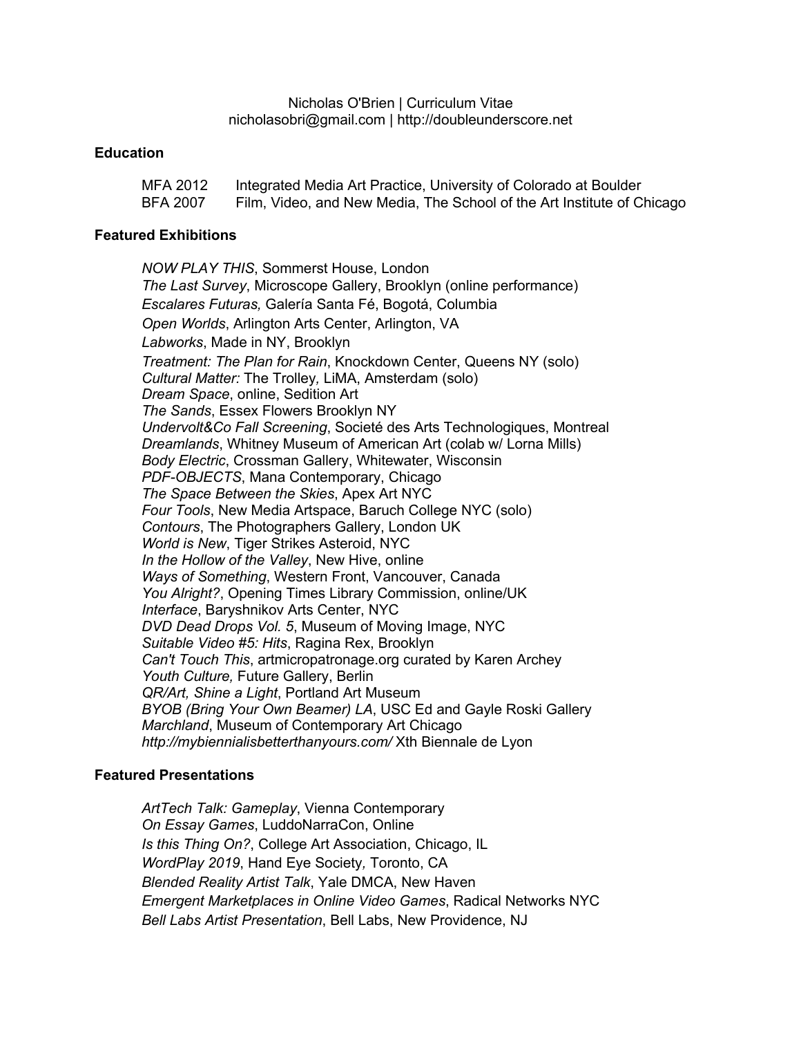Nicholas O'Brien | Curriculum Vitae
nicholasobri@gmail.com | http://doubleunderscore.net

## Education

| | |
|---|---|
| MFA 2012 | Integrated Media Art Practice, University of Colorado at Boulder |
| BFA 2007 | Film, Video, and New Media, The School of the Art Institute of Chicago |

## Featured Exhibitions

*NOW PLAY THIS*, Sommerst House, London
*The Last Survey*, Microscope Gallery, Brooklyn (online performance)
*Escalares Futuras,* Galería Santa Fé, Bogotá, Columbia
*Open Worlds*, Arlington Arts Center, Arlington, VA
*Labworks*, Made in NY, Brooklyn
*Treatment: The Plan for Rain*, Knockdown Center, Queens NY (solo)
*Cultural Matter:* The Trolley*,* LiMA, Amsterdam (solo)
*Dream Space*, online, Sedition Art
*The Sands*, Essex Flowers Brooklyn NY
*Undervolt&Co Fall Screening*, Societé des Arts Technologiques, Montreal
*Dreamlands*, Whitney Museum of American Art (colab w/ Lorna Mills)
*Body Electric*, Crossman Gallery, Whitewater, Wisconsin
*PDF-OBJECTS*, Mana Contemporary, Chicago
*The Space Between the Skies*, Apex Art NYC
*Four Tools*, New Media Artspace, Baruch College NYC (solo)
*Contours*, The Photographers Gallery, London UK
*World is New*, Tiger Strikes Asteroid, NYC
*In the Hollow of the Valley*, New Hive, online
*Ways of Something*, Western Front, Vancouver, Canada
*You Alright?*, Opening Times Library Commission, online/UK
*Interface*, Baryshnikov Arts Center, NYC
*DVD Dead Drops Vol. 5*, Museum of Moving Image, NYC
*Suitable Video #5: Hits*, Ragina Rex, Brooklyn
*Can't Touch This*, artmicropatronage.org curated by Karen Archey
*Youth Culture,* Future Gallery, Berlin
*QR/Art, Shine a Light*, Portland Art Museum
*BYOB (Bring Your Own Beamer) LA*, USC Ed and Gayle Roski Gallery
*Marchland*, Museum of Contemporary Art Chicago
*http://mybiennialisbetterthanyours.com/* Xth Biennale de Lyon

## Featured Presentations

*ArtTech Talk: Gameplay*, Vienna Contemporary
*On Essay Games*, LuddoNarraCon, Online
*Is this Thing On?*, College Art Association, Chicago, IL
*WordPlay 2019*, Hand Eye Society*,* Toronto, CA
*Blended Reality Artist Talk*, Yale DMCA, New Haven
*Emergent Marketplaces in Online Video Games*, Radical Networks NYC
*Bell Labs Artist Presentation*, Bell Labs, New Providence, NJ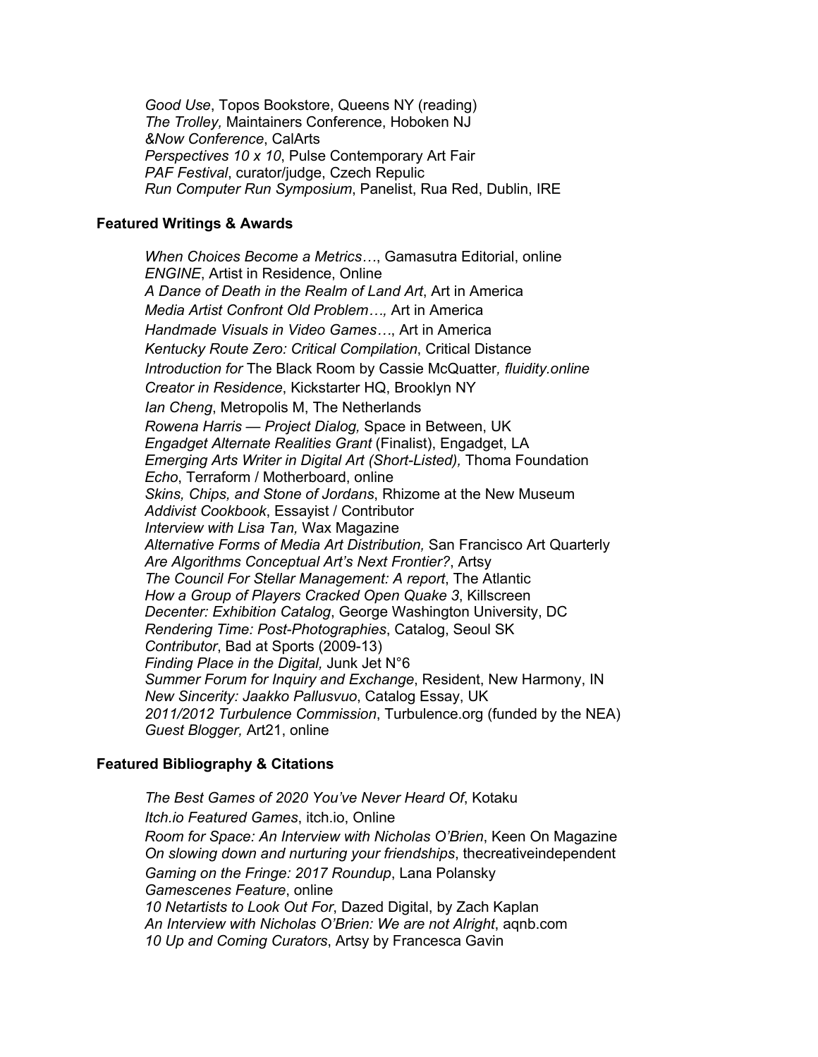*Good Use*, Topos Bookstore, Queens NY (reading)
*The Trolley,* Maintainers Conference, Hoboken NJ
*&Now Conference*, CalArts
*Perspectives 10 x 10*, Pulse Contemporary Art Fair
*PAF Festival*, curator/judge, Czech Repulic
*Run Computer Run Symposium*, Panelist, Rua Red, Dublin, IRE

**Featured Writings & Awards**

*When Choices Become a Metrics…*, Gamasutra Editorial, online
*ENGINE*, Artist in Residence, Online
*A Dance of Death in the Realm of Land Art*, Art in America
*Media Artist Confront Old Problem…,* Art in America
*Handmade Visuals in Video Games…*, Art in America
*Kentucky Route Zero: Critical Compilation*, Critical Distance
*Introduction for* The Black Room by Cassie McQuatter*, fluidity.online*
*Creator in Residence*, Kickstarter HQ, Brooklyn NY
*Ian Cheng*, Metropolis M, The Netherlands
*Rowena Harris — Project Dialog,* Space in Between, UK
*Engadget Alternate Realities Grant* (Finalist), Engadget, LA
*Emerging Arts Writer in Digital Art (Short-Listed),* Thoma Foundation
*Echo*, Terraform / Motherboard, online
*Skins, Chips, and Stone of Jordans*, Rhizome at the New Museum
*Addivist Cookbook*, Essayist / Contributor
*Interview with Lisa Tan,* Wax Magazine
*Alternative Forms of Media Art Distribution,* San Francisco Art Quarterly
*Are Algorithms Conceptual Art's Next Frontier?*, Artsy
*The Council For Stellar Management: A report*, The Atlantic
*How a Group of Players Cracked Open Quake 3*, Killscreen
*Decenter: Exhibition Catalog*, George Washington University, DC
*Rendering Time: Post-Photographies*, Catalog, Seoul SK
*Contributor*, Bad at Sports (2009-13)
*Finding Place in the Digital,* Junk Jet N°6
*Summer Forum for Inquiry and Exchange*, Resident, New Harmony, IN
*New Sincerity: Jaakko Pallusvuo*, Catalog Essay, UK
*2011/2012 Turbulence Commission*, Turbulence.org (funded by the NEA)
*Guest Blogger,* Art21, online

**Featured Bibliography & Citations**

*The Best Games of 2020 You've Never Heard Of*, Kotaku
*Itch.io Featured Games*, itch.io, Online
*Room for Space: An Interview with Nicholas O'Brien*, Keen On Magazine
*On slowing down and nurturing your friendships*, thecreativeindependent
*Gaming on the Fringe: 2017 Roundup*, Lana Polansky
*Gamescenes Feature*, online
*10 Netartists to Look Out For*, Dazed Digital, by Zach Kaplan
*An Interview with Nicholas O'Brien: We are not Alright*, aqnb.com
*10 Up and Coming Curators*, Artsy by Francesca Gavin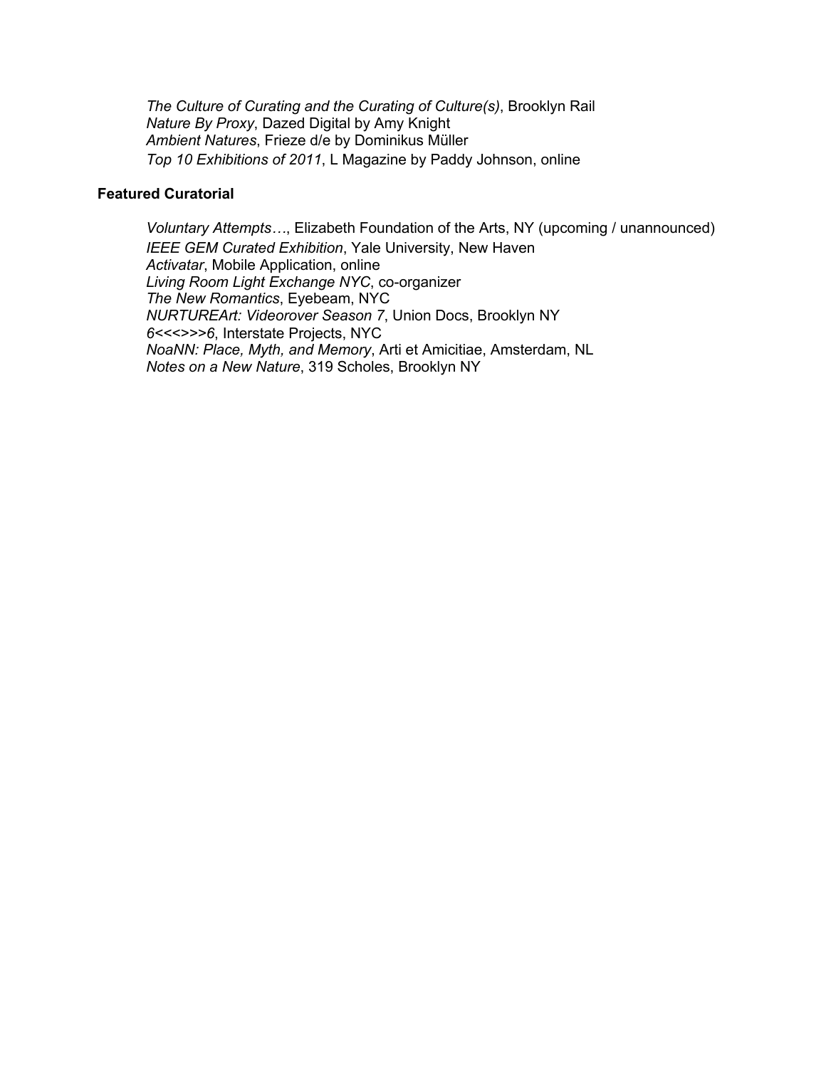*The Culture of Curating and the Curating of Culture(s)*, Brooklyn Rail
*Nature By Proxy*, Dazed Digital by Amy Knight
*Ambient Natures*, Frieze d/e by Dominikus Müller
*Top 10 Exhibitions of 2011*, L Magazine by Paddy Johnson, online

**Featured Curatorial**

*Voluntary Attempts…*, Elizabeth Foundation of the Arts, NY (upcoming / unannounced)
*IEEE GEM Curated Exhibition*, Yale University, New Haven
*Activatar*, Mobile Application, online
*Living Room Light Exchange NYC*, co-organizer
*The New Romantics*, Eyebeam, NYC
*NURTUREArt: Videorover Season 7*, Union Docs, Brooklyn NY
*6<<<>>>6*, Interstate Projects, NYC
*NoaNN: Place, Myth, and Memory*, Arti et Amicitiae, Amsterdam, NL
*Notes on a New Nature*, 319 Scholes, Brooklyn NY